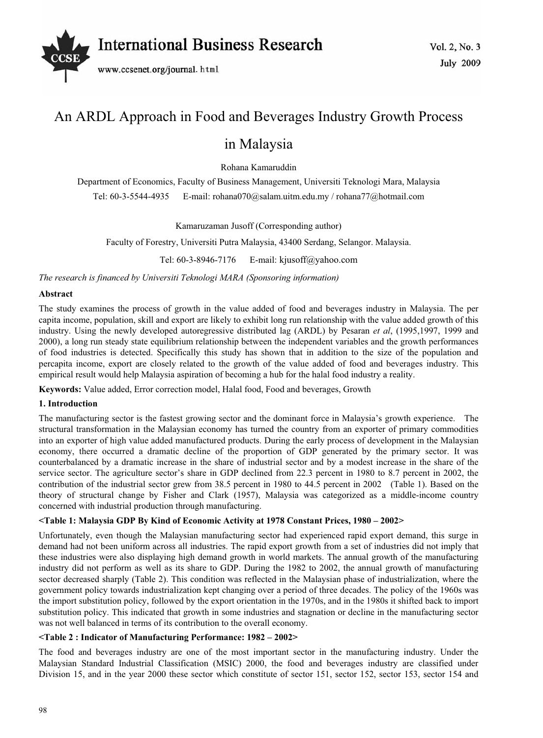# An ARDL Approach in Food and Beverages Industry Growth Process in Malaysia

Rohana Kamaruddin

Department of Economics, Faculty of Business Management, Universiti Teknologi Mara, Malaysia

Tel: 60-3-5544-4935 E-mail: rohana070@salam.uitm.edu.my / rohana77@hotmail.com

Kamaruzaman Jusoff (Corresponding author)

Faculty of Forestry, Universiti Putra Malaysia, 43400 Serdang, Selangor. Malaysia.

Tel: 60-3-8946-7176 E-mail: kjusoff@yahoo.com

*The research is financed by Universiti Teknologi MARA (Sponsoring information)*

**Abstract**

The study examines the process of growth in the value added of food and beverages industry in Malaysia. The per capita income, population, skill and export are likely to exhibit long run relationship with the value added growth of this industry. Using the newly developed autoregressive distributed lag (ARDL) by Pesaran *et al*, (1995,1997, 1999 and 2000), a long run steady state equilibrium relationship between the independent variables and the growth performances of food industries is detected. Specifically this study has shown that in addition to the size of the population and percapita income, export are closely related to the growth of the value added of food and beverages industry. This empirical result would help Malaysia aspiration of becoming a hub for the halal food industry a reality.

**Keywords:** Value added, Error correction model, Halal food, Food and beverages, Growth

## 1. Introduction

The manufacturing sector is the fastest growing sector and the dominant force in Malaysia's growth experience. The structural transformation in the Malaysian economy has turned the country from an exporter of primary commodities into an exporter of high value added manufactured products. During the early process of development in the Malaysian economy, there occurred a dramatic decline of the proportion of GDP generated by the primary sector. It was counterbalanced by a dramatic increase in the share of industrial sector and by a modest increase in the share of the service sector. The agriculture sector's share in GDP declined from 22.3 percent in 1980 to 8.7 percent in 2002, the contribution of the industrial sector grew from 38.5 percent in 1980 to 44.5 percent in 2002 (Table 1). Based on the theory of structural change by Fisher and Clark (1957), Malaysia was categorized as a middle-income country concerned with industrial production through manufacturing.

**<Table 1: Malaysia GDP By Kind of Economic Activity at 1978 Constant Prices, 1980 – 2002>**

Unfortunately, even though the Malaysian manufacturing sector had experienced rapid export demand, this surge in demand had not been uniform across all industries. The rapid export growth from a set of industries did not imply that these industries were also displaying high demand growth in world markets. The annual growth of the manufacturing industry did not perform as well as its share to GDP. During the 1982 to 2002, the annual growth of manufacturing sector decreased sharply (Table 2). This condition was reflected in the Malaysian phase of industrialization, where the government policy towards industrialization kept changing over a period of three decades. The policy of the 1960s was the import substitution policy, followed by the export orientation in the 1970s, and in the 1980s it shifted back to import substitution policy. This indicated that growth in some industries and stagnation or decline in the manufacturing sector was not well balanced in terms of its contribution to the overall economy.

**<Table 2 : Indicator of Manufacturing Performance: 1982 – 2002>**

The food and beverages industry are one of the most important sector in the manufacturing industry. Under the Malaysian Standard Industrial Classification (MSIC) 2000, the food and beverages industry are classified under Division 15, and in the year 2000 these sector which constitute of sector 151, sector 152, sector 153, sector 154 and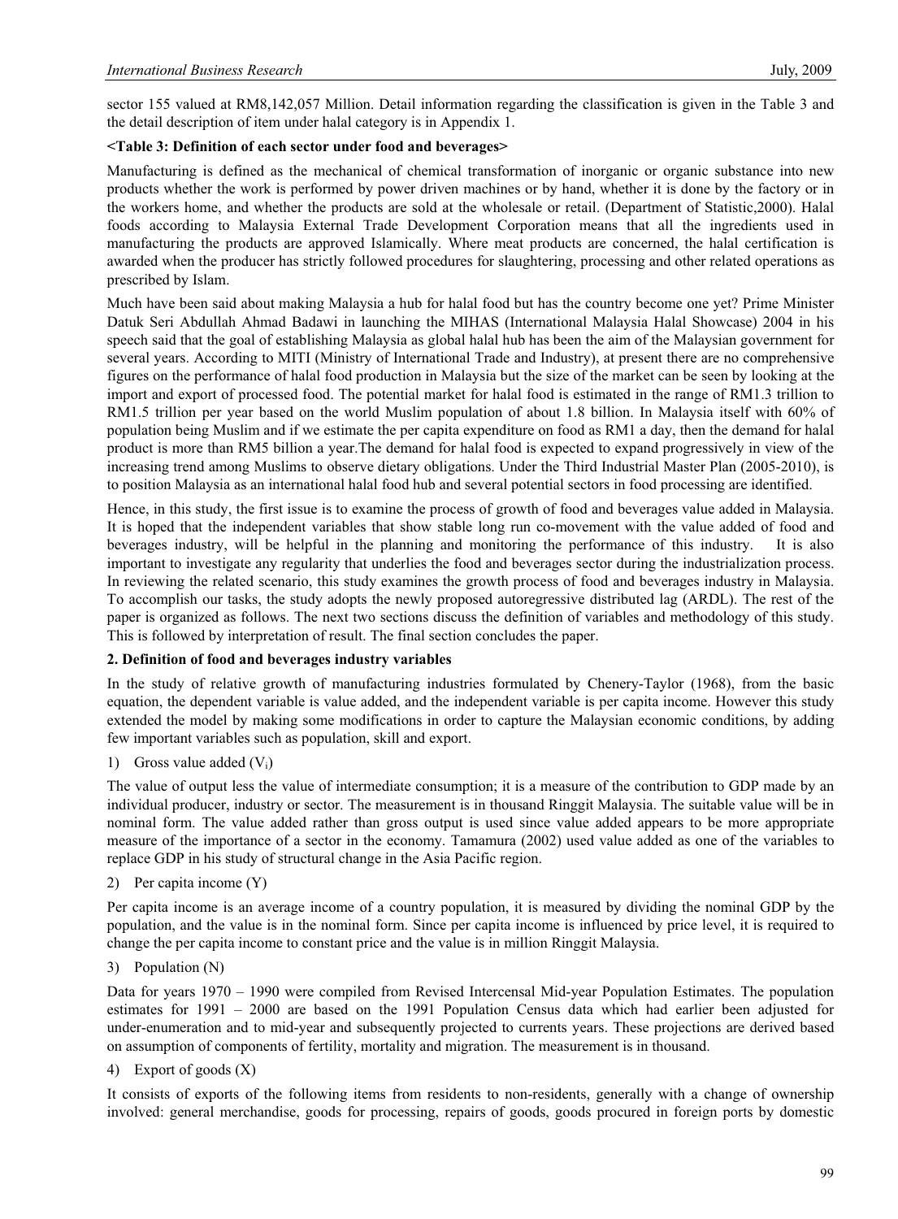sector 155 valued at RM8,142,057 Million. Detail information regarding the classification is given in the Table 3 and the detail description of item under halal category is in Appendix 1.

**<Table 3: Definition of each sector under food and beverages>**

Manufacturing is defined as the mechanical of chemical transformation of inorganic or organic substance into new products whether the work is performed by power driven machines or by hand, whether it is done by the factory or in the workers home, and whether the products are sold at the wholesale or retail. (Department of Statistic,2000). Halal foods according to Malaysia External Trade Development Corporation means that all the ingredients used in manufacturing the products are approved Islamically. Where meat products are concerned, the halal certification is awarded when the producer has strictly followed procedures for slaughtering, processing and other related operations as prescribed by Islam.

Much have been said about making Malaysia a hub for halal food but has the country become one yet? Prime Minister Datuk Seri Abdullah Ahmad Badawi in launching the MIHAS (International Malaysia Halal Showcase) 2004 in his speech said that the goal of establishing Malaysia as global halal hub has been the aim of the Malaysian government for several years. According to MITI (Ministry of International Trade and Industry), at present there are no comprehensive figures on the performance of halal food production in Malaysia but the size of the market can be seen by looking at the import and export of processed food. The potential market for halal food is estimated in the range of RM1.3 trillion to RM1.5 trillion per year based on the world Muslim population of about 1.8 billion. In Malaysia itself with 60% of population being Muslim and if we estimate the per capita expenditure on food as RM1 a day, then the demand for halal product is more than RM5 billion a year.The demand for halal food is expected to expand progressively in view of the increasing trend among Muslims to observe dietary obligations. Under the Third Industrial Master Plan (2005-2010), is to position Malaysia as an international halal food hub and several potential sectors in food processing are identified.

Hence, in this study, the first issue is to examine the process of growth of food and beverages value added in Malaysia. It is hoped that the independent variables that show stable long run co-movement with the value added of food and beverages industry, will be helpful in the planning and monitoring the performance of this industry. It is also important to investigate any regularity that underlies the food and beverages sector during the industrialization process. In reviewing the related scenario, this study examines the growth process of food and beverages industry in Malaysia. To accomplish our tasks, the study adopts the newly proposed autoregressive distributed lag (ARDL). The rest of the paper is organized as follows. The next two sections discuss the definition of variables and methodology of this study. This is followed by interpretation of result. The final section concludes the paper.

## 2. Definition of food and beverages industry variables

In the study of relative growth of manufacturing industries formulated by Chenery-Taylor (1968), from the basic equation, the dependent variable is value added, and the independent variable is per capita income. However this study extended the model by making some modifications in order to capture the Malaysian economic conditions, by adding few important variables such as population, skill and export.

1) Gross value added ($V_i$)

The value of output less the value of intermediate consumption; it is a measure of the contribution to GDP made by an individual producer, industry or sector. The measurement is in thousand Ringgit Malaysia. The suitable value will be in nominal form. The value added rather than gross output is used since value added appears to be more appropriate measure of the importance of a sector in the economy. Tamamura (2002) used value added as one of the variables to replace GDP in his study of structural change in the Asia Pacific region.

2) Per capita income (Y)

Per capita income is an average income of a country population, it is measured by dividing the nominal GDP by the population, and the value is in the nominal form. Since per capita income is influenced by price level, it is required to change the per capita income to constant price and the value is in million Ringgit Malaysia.

3) Population (N)

Data for years 1970 – 1990 were compiled from Revised Intercensal Mid-year Population Estimates. The population estimates for 1991 – 2000 are based on the 1991 Population Census data which had earlier been adjusted for under-enumeration and to mid-year and subsequently projected to currents years. These projections are derived based on assumption of components of fertility, mortality and migration. The measurement is in thousand.

4) Export of goods (X)

It consists of exports of the following items from residents to non-residents, generally with a change of ownership involved: general merchandise, goods for processing, repairs of goods, goods procured in foreign ports by domestic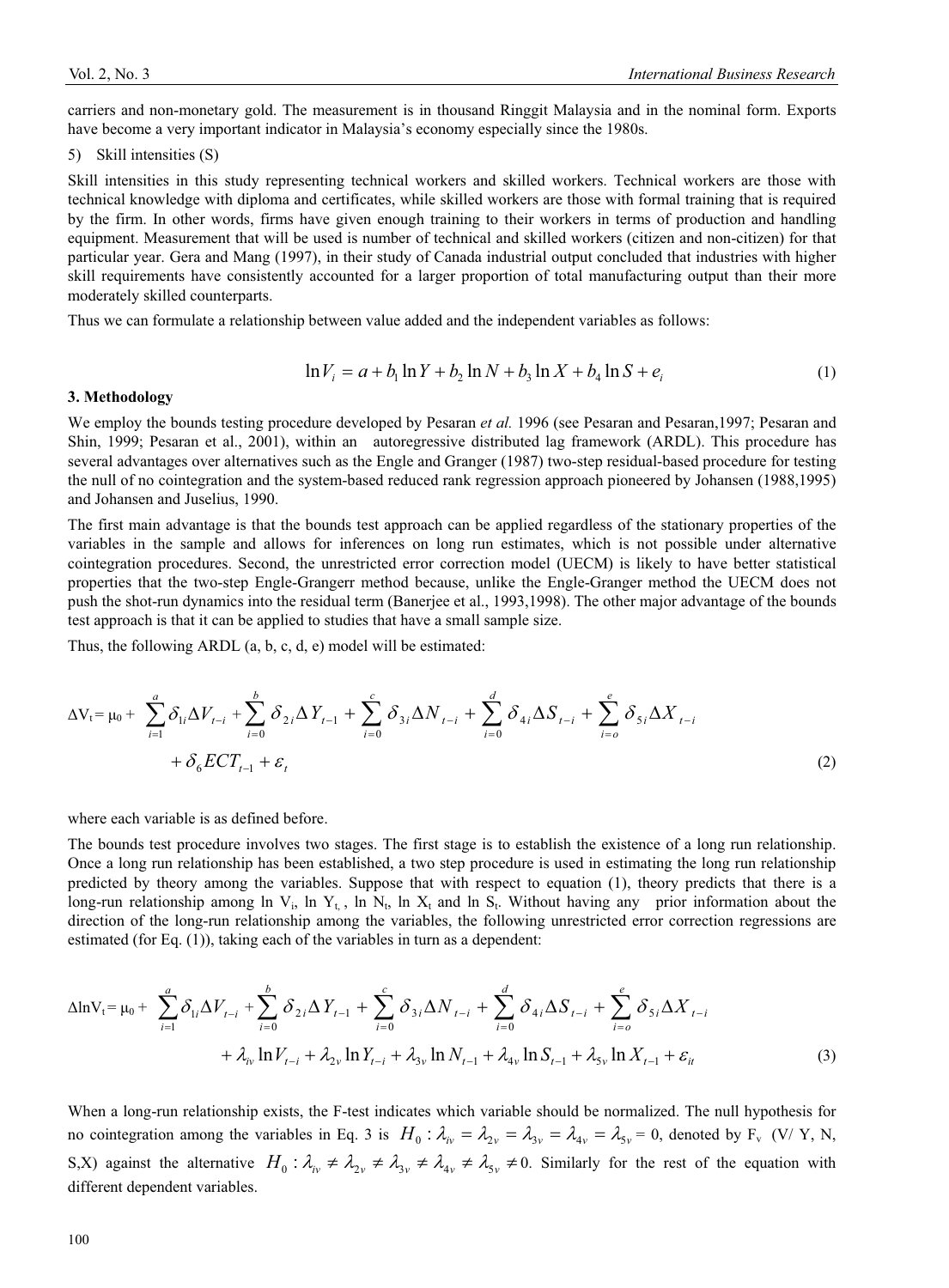carriers and non-monetary gold. The measurement is in thousand Ringgit Malaysia and in the nominal form. Exports have become a very important indicator in Malaysia's economy especially since the 1980s.

5) Skill intensities (S)

Skill intensities in this study representing technical workers and skilled workers. Technical workers are those with technical knowledge with diploma and certificates, while skilled workers are those with formal training that is required by the firm. In other words, firms have given enough training to their workers in terms of production and handling equipment. Measurement that will be used is number of technical and skilled workers (citizen and non-citizen) for that particular year. Gera and Mang (1997), in their study of Canada industrial output concluded that industries with higher skill requirements have consistently accounted for a larger proportion of total manufacturing output than their more moderately skilled counterparts.

Thus we can formulate a relationship between value added and the independent variables as follows:

$$\ln V_i = a + b_1 \ln Y + b_2 \ln N + b_3 \ln X + b_4 \ln S + e_i \tag{1}$$

## 3. Methodology

We employ the bounds testing procedure developed by Pesaran *et al.* 1996 (see Pesaran and Pesaran,1997; Pesaran and Shin, 1999; Pesaran et al., 2001), within an autoregressive distributed lag framework (ARDL). This procedure has several advantages over alternatives such as the Engle and Granger (1987) two-step residual-based procedure for testing the null of no cointegration and the system-based reduced rank regression approach pioneered by Johansen (1988,1995) and Johansen and Juselius, 1990.

The first main advantage is that the bounds test approach can be applied regardless of the stationary properties of the variables in the sample and allows for inferences on long run estimates, which is not possible under alternative cointegration procedures. Second, the unrestricted error correction model (UECM) is likely to have better statistical properties that the two-step Engle-Grangerr method because, unlike the Engle-Granger method the UECM does not push the shot-run dynamics into the residual term (Banerjee et al., 1993,1998). The other major advantage of the bounds test approach is that it can be applied to studies that have a small sample size.

Thus, the following ARDL (a, b, c, d, e) model will be estimated:

$$\Delta V_t = \mu_0 + \sum_{i=1}^{a} \delta_{1i} \Delta V_{t-i} + \sum_{i=0}^{b} \delta_{2i} \Delta Y_{t-1} + \sum_{i=0}^{c} \delta_{3i} \Delta N_{t-i} + \sum_{i=0}^{d} \delta_{4i} \Delta S_{t-i} + \sum_{i=o}^{e} \delta_{5i} \Delta X_{t-i} + \delta_6 ECT_{t-1} + \varepsilon_t \tag{2}$$

where each variable is as defined before.

The bounds test procedure involves two stages. The first stage is to establish the existence of a long run relationship. Once a long run relationship has been established, a two step procedure is used in estimating the long run relationship predicted by theory among the variables. Suppose that with respect to equation (1), theory predicts that there is a long-run relationship among $\ln V_i$, $\ln Y_t$, $\ln N_t$, $\ln X_t$ and $\ln S_t$. Without having any prior information about the direction of the long-run relationship among the variables, the following unrestricted error correction regressions are estimated (for Eq. (1)), taking each of the variables in turn as a dependent:

$$\Delta \ln V_t = \mu_0 + \sum_{i=1}^{a} \delta_{1i} \Delta V_{t-i} + \sum_{i=0}^{b} \delta_{2i} \Delta Y_{t-1} + \sum_{i=0}^{c} \delta_{3i} \Delta N_{t-i} + \sum_{i=0}^{d} \delta_{4i} \Delta S_{t-i} + \sum_{i=o}^{e} \delta_{5i} \Delta X_{t-i} + \lambda_{iv} \ln V_{t-i} + \lambda_{2v} \ln Y_{t-i} + \lambda_{3v} \ln N_{t-1} + \lambda_{4v} \ln S_{t-1} + \lambda_{5v} \ln X_{t-1} + \varepsilon_{it} \tag{3}$$

When a long-run relationship exists, the F-test indicates which variable should be normalized. The null hypothesis for no cointegration among the variables in Eq. 3 is $H_0 : \lambda_{iv} = \lambda_{2v} = \lambda_{3v} = \lambda_{4v} = \lambda_{5v} = 0$, denoted by $F_v$ (V/ Y, N, S,X) against the alternative $H_0 : \lambda_{iv} \neq \lambda_{2v} \neq \lambda_{3v} \neq \lambda_{4v} \neq \lambda_{5v} \neq 0$. Similarly for the rest of the equation with different dependent variables.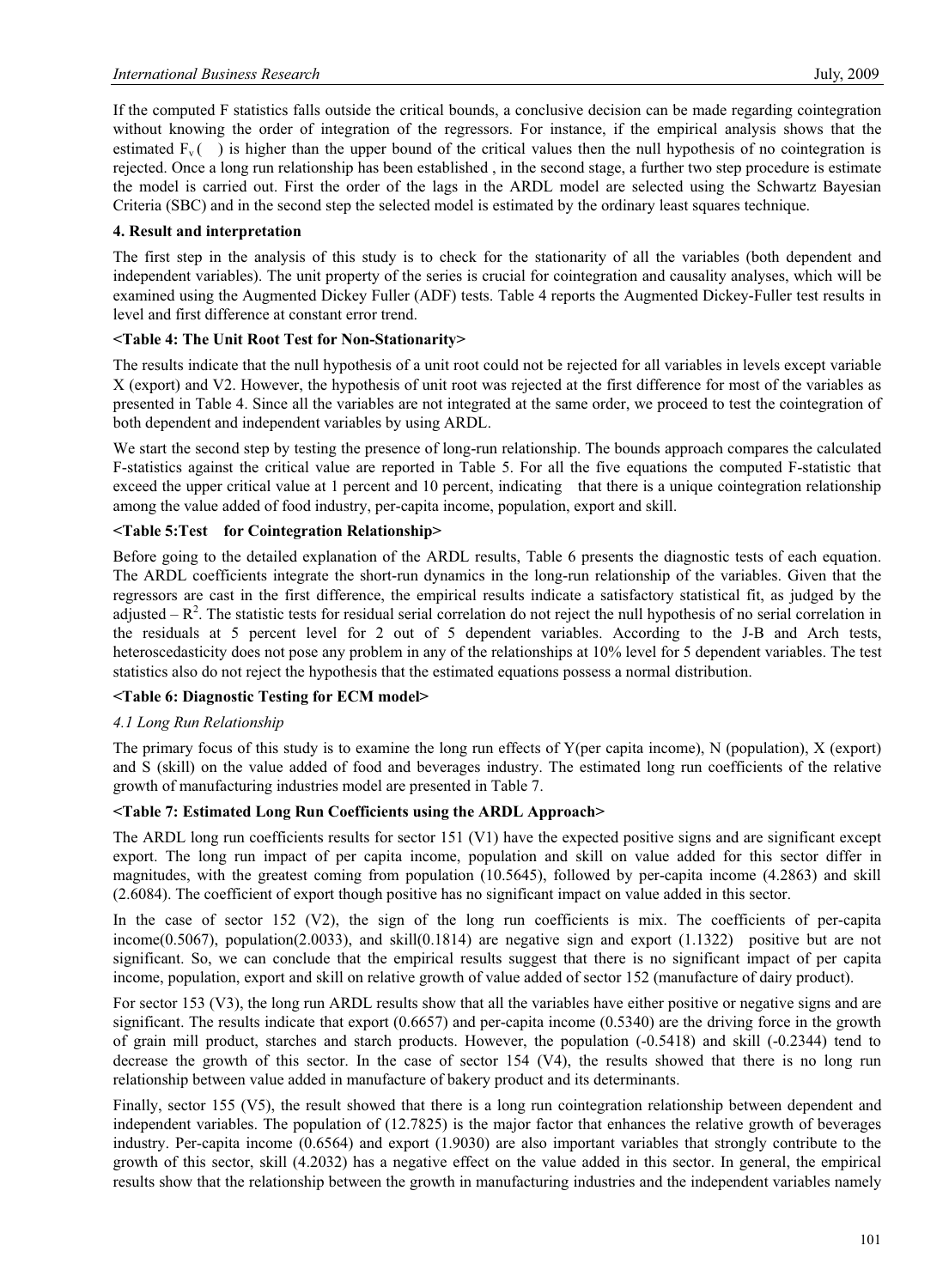If the computed F statistics falls outside the critical bounds, a conclusive decision can be made regarding cointegration without knowing the order of integration of the regressors. For instance, if the empirical analysis shows that the estimated $F_v(\ )$ is higher than the upper bound of the critical values then the null hypothesis of no cointegration is rejected. Once a long run relationship has been established , in the second stage, a further two step procedure is estimate the model is carried out. First the order of the lags in the ARDL model are selected using the Schwartz Bayesian Criteria (SBC) and in the second step the selected model is estimated by the ordinary least squares technique.

**4. Result and interpretation**

The first step in the analysis of this study is to check for the stationarity of all the variables (both dependent and independent variables). The unit property of the series is crucial for cointegration and causality analyses, which will be examined using the Augmented Dickey Fuller (ADF) tests. Table 4 reports the Augmented Dickey-Fuller test results in level and first difference at constant error trend.

**<Table 4: The Unit Root Test for Non-Stationarity>**

The results indicate that the null hypothesis of a unit root could not be rejected for all variables in levels except variable X (export) and V2. However, the hypothesis of unit root was rejected at the first difference for most of the variables as presented in Table 4. Since all the variables are not integrated at the same order, we proceed to test the cointegration of both dependent and independent variables by using ARDL.

We start the second step by testing the presence of long-run relationship. The bounds approach compares the calculated F-statistics against the critical value are reported in Table 5. For all the five equations the computed F-statistic that exceed the upper critical value at 1 percent and 10 percent, indicating that there is a unique cointegration relationship among the value added of food industry, per-capita income, population, export and skill.

**<Table 5:Test for Cointegration Relationship>**

Before going to the detailed explanation of the ARDL results, Table 6 presents the diagnostic tests of each equation. The ARDL coefficients integrate the short-run dynamics in the long-run relationship of the variables. Given that the regressors are cast in the first difference, the empirical results indicate a satisfactory statistical fit, as judged by the adjusted – $R^2$. The statistic tests for residual serial correlation do not reject the null hypothesis of no serial correlation in the residuals at 5 percent level for 2 out of 5 dependent variables. According to the J-B and Arch tests, heteroscedasticity does not pose any problem in any of the relationships at 10% level for 5 dependent variables. The test statistics also do not reject the hypothesis that the estimated equations possess a normal distribution.

**<Table 6: Diagnostic Testing for ECM model>**

*4.1 Long Run Relationship*

The primary focus of this study is to examine the long run effects of Y(per capita income), N (population), X (export) and S (skill) on the value added of food and beverages industry. The estimated long run coefficients of the relative growth of manufacturing industries model are presented in Table 7.

**<Table 7: Estimated Long Run Coefficients using the ARDL Approach>**

The ARDL long run coefficients results for sector 151 (V1) have the expected positive signs and are significant except export. The long run impact of per capita income, population and skill on value added for this sector differ in magnitudes, with the greatest coming from population (10.5645), followed by per-capita income (4.2863) and skill (2.6084). The coefficient of export though positive has no significant impact on value added in this sector.

In the case of sector 152 (V2), the sign of the long run coefficients is mix. The coefficients of per-capita income(0.5067), population(2.0033), and skill(0.1814) are negative sign and export (1.1322) positive but are not significant. So, we can conclude that the empirical results suggest that there is no significant impact of per capita income, population, export and skill on relative growth of value added of sector 152 (manufacture of dairy product).

For sector 153 (V3), the long run ARDL results show that all the variables have either positive or negative signs and are significant. The results indicate that export (0.6657) and per-capita income (0.5340) are the driving force in the growth of grain mill product, starches and starch products. However, the population (-0.5418) and skill (-0.2344) tend to decrease the growth of this sector. In the case of sector 154 (V4), the results showed that there is no long run relationship between value added in manufacture of bakery product and its determinants.

Finally, sector 155 (V5), the result showed that there is a long run cointegration relationship between dependent and independent variables. The population of (12.7825) is the major factor that enhances the relative growth of beverages industry. Per-capita income (0.6564) and export (1.9030) are also important variables that strongly contribute to the growth of this sector, skill (4.2032) has a negative effect on the value added in this sector. In general, the empirical results show that the relationship between the growth in manufacturing industries and the independent variables namely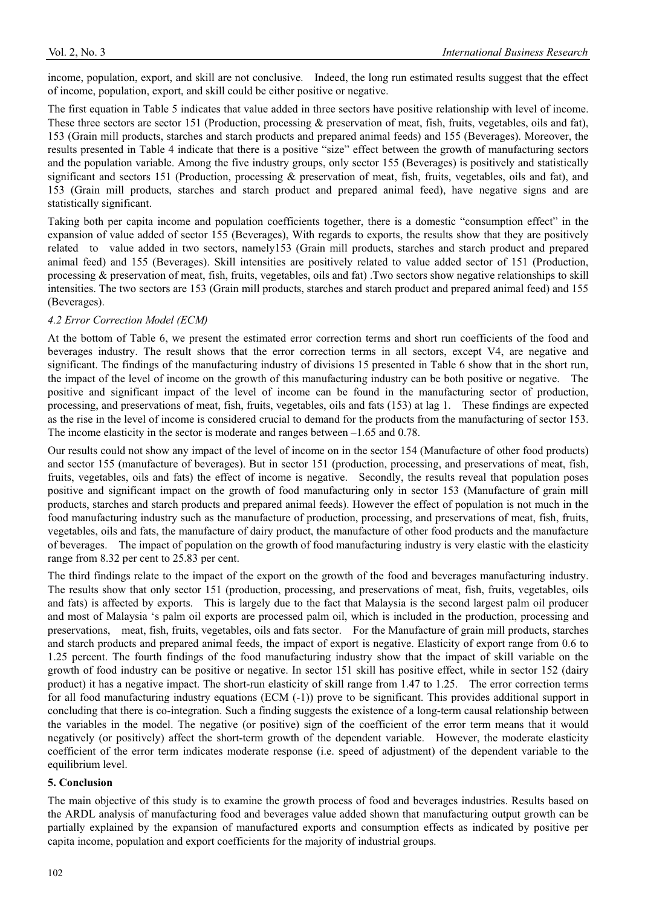income, population, export, and skill are not conclusive. Indeed, the long run estimated results suggest that the effect of income, population, export, and skill could be either positive or negative.

The first equation in Table 5 indicates that value added in three sectors have positive relationship with level of income. These three sectors are sector 151 (Production, processing & preservation of meat, fish, fruits, vegetables, oils and fat), 153 (Grain mill products, starches and starch products and prepared animal feeds) and 155 (Beverages). Moreover, the results presented in Table 4 indicate that there is a positive "size" effect between the growth of manufacturing sectors and the population variable. Among the five industry groups, only sector 155 (Beverages) is positively and statistically significant and sectors 151 (Production, processing & preservation of meat, fish, fruits, vegetables, oils and fat), and 153 (Grain mill products, starches and starch product and prepared animal feed), have negative signs and are statistically significant.

Taking both per capita income and population coefficients together, there is a domestic "consumption effect" in the expansion of value added of sector 155 (Beverages), With regards to exports, the results show that they are positively related to value added in two sectors, namely153 (Grain mill products, starches and starch product and prepared animal feed) and 155 (Beverages). Skill intensities are positively related to value added sector of 151 (Production, processing & preservation of meat, fish, fruits, vegetables, oils and fat) .Two sectors show negative relationships to skill intensities. The two sectors are 153 (Grain mill products, starches and starch product and prepared animal feed) and 155 (Beverages).

### *4.2 Error Correction Model (ECM)*

At the bottom of Table 6, we present the estimated error correction terms and short run coefficients of the food and beverages industry. The result shows that the error correction terms in all sectors, except V4, are negative and significant. The findings of the manufacturing industry of divisions 15 presented in Table 6 show that in the short run, the impact of the level of income on the growth of this manufacturing industry can be both positive or negative. The positive and significant impact of the level of income can be found in the manufacturing sector of production, processing, and preservations of meat, fish, fruits, vegetables, oils and fats (153) at lag 1. These findings are expected as the rise in the level of income is considered crucial to demand for the products from the manufacturing of sector 153. The income elasticity in the sector is moderate and ranges between –1.65 and 0.78.

Our results could not show any impact of the level of income on in the sector 154 (Manufacture of other food products) and sector 155 (manufacture of beverages). But in sector 151 (production, processing, and preservations of meat, fish, fruits, vegetables, oils and fats) the effect of income is negative. Secondly, the results reveal that population poses positive and significant impact on the growth of food manufacturing only in sector 153 (Manufacture of grain mill products, starches and starch products and prepared animal feeds). However the effect of population is not much in the food manufacturing industry such as the manufacture of production, processing, and preservations of meat, fish, fruits, vegetables, oils and fats, the manufacture of dairy product, the manufacture of other food products and the manufacture of beverages. The impact of population on the growth of food manufacturing industry is very elastic with the elasticity range from 8.32 per cent to 25.83 per cent.

The third findings relate to the impact of the export on the growth of the food and beverages manufacturing industry. The results show that only sector 151 (production, processing, and preservations of meat, fish, fruits, vegetables, oils and fats) is affected by exports. This is largely due to the fact that Malaysia is the second largest palm oil producer and most of Malaysia 's palm oil exports are processed palm oil, which is included in the production, processing and preservations, meat, fish, fruits, vegetables, oils and fats sector. For the Manufacture of grain mill products, starches and starch products and prepared animal feeds, the impact of export is negative. Elasticity of export range from 0.6 to 1.25 percent. The fourth findings of the food manufacturing industry show that the impact of skill variable on the growth of food industry can be positive or negative. In sector 151 skill has positive effect, while in sector 152 (dairy product) it has a negative impact. The short-run elasticity of skill range from 1.47 to 1.25. The error correction terms for all food manufacturing industry equations (ECM (-1)) prove to be significant. This provides additional support in concluding that there is co-integration. Such a finding suggests the existence of a long-term causal relationship between the variables in the model. The negative (or positive) sign of the coefficient of the error term means that it would negatively (or positively) affect the short-term growth of the dependent variable. However, the moderate elasticity coefficient of the error term indicates moderate response (i.e. speed of adjustment) of the dependent variable to the equilibrium level.

## 5. Conclusion

The main objective of this study is to examine the growth process of food and beverages industries. Results based on the ARDL analysis of manufacturing food and beverages value added shown that manufacturing output growth can be partially explained by the expansion of manufactured exports and consumption effects as indicated by positive per capita income, population and export coefficients for the majority of industrial groups.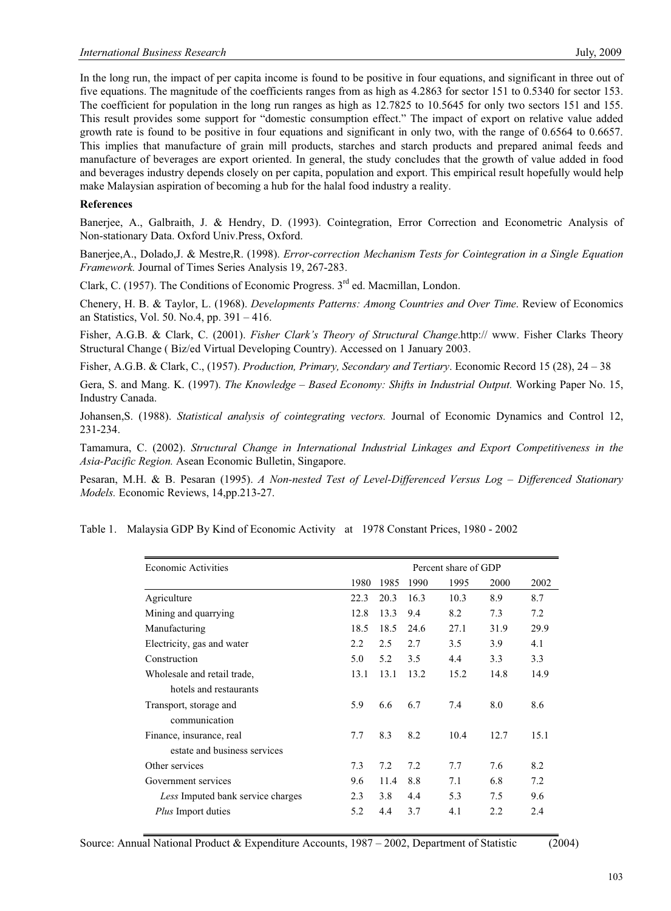In the long run, the impact of per capita income is found to be positive in four equations, and significant in three out of five equations. The magnitude of the coefficients ranges from as high as 4.2863 for sector 151 to 0.5340 for sector 153. The coefficient for population in the long run ranges as high as 12.7825 to 10.5645 for only two sectors 151 and 155. This result provides some support for "domestic consumption effect." The impact of export on relative value added growth rate is found to be positive in four equations and significant in only two, with the range of 0.6564 to 0.6657. This implies that manufacture of grain mill products, starches and starch products and prepared animal feeds and manufacture of beverages are export oriented. In general, the study concludes that the growth of value added in food and beverages industry depends closely on per capita, population and export. This empirical result hopefully would help make Malaysian aspiration of becoming a hub for the halal food industry a reality.

**References**

Banerjee, A., Galbraith, J. & Hendry, D. (1993). Cointegration, Error Correction and Econometric Analysis of Non-stationary Data. Oxford Univ.Press, Oxford.

Banerjee,A., Dolado,J. & Mestre,R. (1998). *Error-correction Mechanism Tests for Cointegration in a Single Equation Framework.* Journal of Times Series Analysis 19, 267-283.

Clark, C. (1957). The Conditions of Economic Progress. 3rd ed. Macmillan, London.

Chenery, H. B. & Taylor, L. (1968). *Developments Patterns: Among Countries and Over Time*. Review of Economics an Statistics, Vol. 50. No.4, pp. 391 – 416.

Fisher, A.G.B. & Clark, C. (2001). *Fisher Clark's Theory of Structural Change*.http:// www. Fisher Clarks Theory Structural Change ( Biz/ed Virtual Developing Country). Accessed on 1 January 2003.

Fisher, A.G.B. & Clark, C., (1957). *Production, Primary, Secondary and Tertiary*. Economic Record 15 (28), 24 – 38

Gera, S. and Mang. K. (1997). *The Knowledge – Based Economy: Shifts in Industrial Output.* Working Paper No. 15, Industry Canada.

Johansen,S. (1988). *Statistical analysis of cointegrating vectors.* Journal of Economic Dynamics and Control 12, 231-234.

Tamamura, C. (2002). *Structural Change in International Industrial Linkages and Export Competitiveness in the Asia-Pacific Region.* Asean Economic Bulletin, Singapore.

Pesaran, M.H. & B. Pesaran (1995). *A Non-nested Test of Level-Differenced Versus Log – Differenced Stationary Models.* Economic Reviews, 14,pp.213-27.

Table 1. Malaysia GDP By Kind of Economic Activity at 1978 Constant Prices, 1980 - 2002

| Economic Activities | Percent share of GDP | | | | | |
|---|---|---|---|---|---|---|
| | 1980 | 1985 | 1990 | 1995 | 2000 | 2002 |
| Agriculture | 22.3 | 20.3 | 16.3 | 10.3 | 8.9 | 8.7 |
| Mining and quarrying | 12.8 | 13.3 | 9.4 | 8.2 | 7.3 | 7.2 |
| Manufacturing | 18.5 | 18.5 | 24.6 | 27.1 | 31.9 | 29.9 |
| Electricity, gas and water | 2.2 | 2.5 | 2.7 | 3.5 | 3.9 | 4.1 |
| Construction | 5.0 | 5.2 | 3.5 | 4.4 | 3.3 | 3.3 |
| Wholesale and retail trade, hotels and restaurants | 13.1 | 13.1 | 13.2 | 15.2 | 14.8 | 14.9 |
| Transport, storage and communication | 5.9 | 6.6 | 6.7 | 7.4 | 8.0 | 8.6 |
| Finance, insurance, real estate and business services | 7.7 | 8.3 | 8.2 | 10.4 | 12.7 | 15.1 |
| Other services | 7.3 | 7.2 | 7.2 | 7.7 | 7.6 | 8.2 |
| Government services | 9.6 | 11.4 | 8.8 | 7.1 | 6.8 | 7.2 |
| *Less* Imputed bank service charges | 2.3 | 3.8 | 4.4 | 5.3 | 7.5 | 9.6 |
| *Plus* Import duties | 5.2 | 4.4 | 3.7 | 4.1 | 2.2 | 2.4 |

Source: Annual National Product & Expenditure Accounts, 1987 – 2002, Department of Statistic (2004)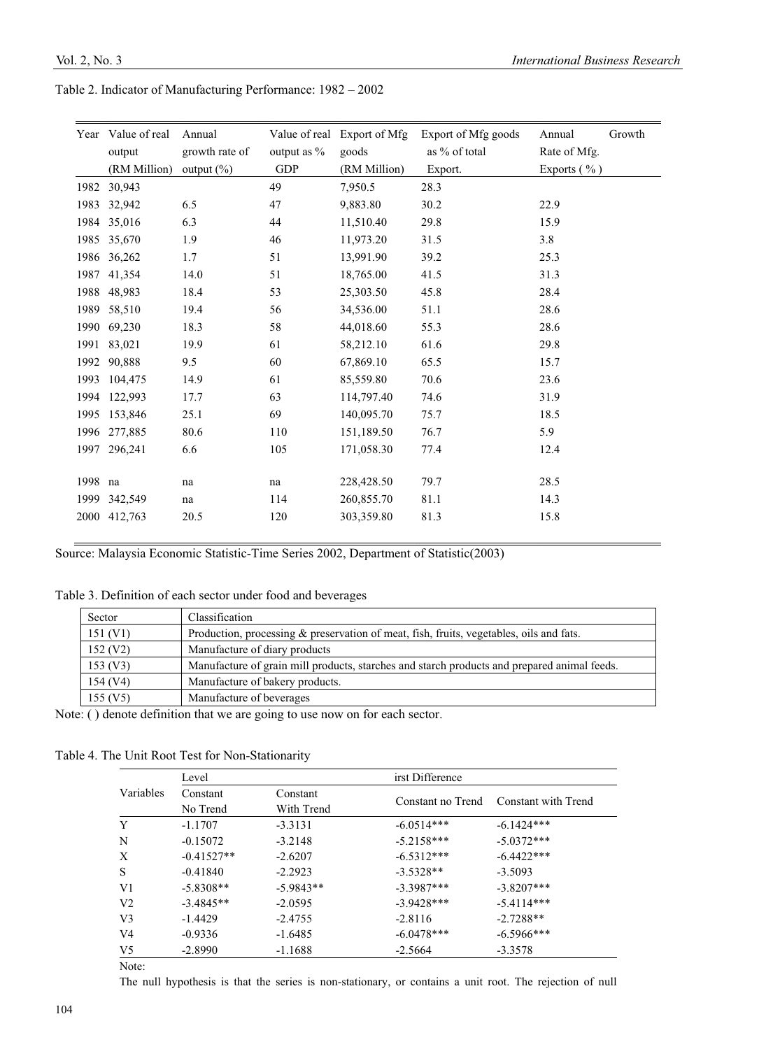Table 2. Indicator of Manufacturing Performance: 1982 – 2002

| Year | Value of real output (RM Million) | Annual growth rate of output (%) | Value of real output as % GDP | Export of Mfg goods (RM Million) | Export of Mfg goods as % of total Export. | Annual Growth Rate of Mfg. Exports ( % ) |
|---|---|---|---|---|---|---|
| 1982 | 30,943 | | 49 | 7,950.5 | 28.3 | |
| 1983 | 32,942 | 6.5 | 47 | 9,883.80 | 30.2 | 22.9 |
| 1984 | 35,016 | 6.3 | 44 | 11,510.40 | 29.8 | 15.9 |
| 1985 | 35,670 | 1.9 | 46 | 11,973.20 | 31.5 | 3.8 |
| 1986 | 36,262 | 1.7 | 51 | 13,991.90 | 39.2 | 25.3 |
| 1987 | 41,354 | 14.0 | 51 | 18,765.00 | 41.5 | 31.3 |
| 1988 | 48,983 | 18.4 | 53 | 25,303.50 | 45.8 | 28.4 |
| 1989 | 58,510 | 19.4 | 56 | 34,536.00 | 51.1 | 28.6 |
| 1990 | 69,230 | 18.3 | 58 | 44,018.60 | 55.3 | 28.6 |
| 1991 | 83,021 | 19.9 | 61 | 58,212.10 | 61.6 | 29.8 |
| 1992 | 90,888 | 9.5 | 60 | 67,869.10 | 65.5 | 15.7 |
| 1993 | 104,475 | 14.9 | 61 | 85,559.80 | 70.6 | 23.6 |
| 1994 | 122,993 | 17.7 | 63 | 114,797.40 | 74.6 | 31.9 |
| 1995 | 153,846 | 25.1 | 69 | 140,095.70 | 75.7 | 18.5 |
| 1996 | 277,885 | 80.6 | 110 | 151,189.50 | 76.7 | 5.9 |
| 1997 | 296,241 | 6.6 | 105 | 171,058.30 | 77.4 | 12.4 |
| 1998 | na | na | na | 228,428.50 | 79.7 | 28.5 |
| 1999 | 342,549 | na | 114 | 260,855.70 | 81.1 | 14.3 |
| 2000 | 412,763 | 20.5 | 120 | 303,359.80 | 81.3 | 15.8 |

Source: Malaysia Economic Statistic-Time Series 2002, Department of Statistic(2003)

Table 3. Definition of each sector under food and beverages

| Sector | Classification |
|---|---|
| 151 (V1) | Production, processing & preservation of meat, fish, fruits, vegetables, oils and fats. |
| 152 (V2) | Manufacture of diary products |
| 153 (V3) | Manufacture of grain mill products, starches and starch products and prepared animal feeds. |
| 154 (V4) | Manufacture of bakery products. |
| 155 (V5) | Manufacture of beverages |

Note: ( ) denote definition that we are going to use now on for each sector.

Table 4. The Unit Root Test for Non-Stationarity

| Variables | Level | | irst Difference | |
|---|---|---|---|---|
| | Constant No Trend | Constant With Trend | Constant no Trend | Constant with Trend |
| Y | -1.1707 | -3.3131 | -6.0514*** | -6.1424*** |
| N | -0.15072 | -3.2148 | -5.2158*** | -5.0372*** |
| X | -0.41527** | -2.6207 | -6.5312*** | -6.4422*** |
| S | -0.41840 | -2.2923 | -3.5328** | -3.5093 |
| V1 | -5.8308** | -5.9843** | -3.3987*** | -3.8207*** |
| V2 | -3.4845** | -2.0595 | -3.9428*** | -5.4114*** |
| V3 | -1.4429 | -2.4755 | -2.8116 | -2.7288** |
| V4 | -0.9336 | -1.6485 | -6.0478*** | -6.5966*** |
| V5 | -2.8990 | -1.1688 | -2.5664 | -3.3578 |

Note:

The null hypothesis is that the series is non-stationary, or contains a unit root. The rejection of null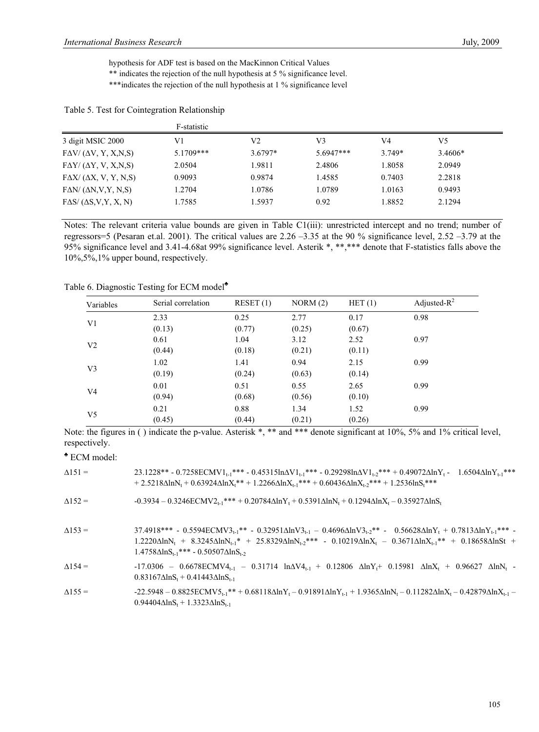hypothesis for ADF test is based on the MacKinnon Critical Values

** indicates the rejection of the null hypothesis at 5 % significance level.

***indicates the rejection of the null hypothesis at 1 % significance level

Table 5. Test for Cointegration Relationship

| | F-statistic | | | | |
|---|---|---|---|---|---|
| 3 digit MSIC 2000 | V1 | V2 | V3 | V4 | V5 |
| FΔV/ (ΔV, Y, X,N,S) | 5.1709*** | 3.6797* | 5.6947*** | 3.749* | 3.4606* |
| FΔY/ (ΔY, V, X,N,S) | 2.0504 | 1.9811 | 2.4806 | 1.8058 | 2.0949 |
| FΔX/ (ΔX, V, Y, N,S) | 0.9093 | 0.9874 | 1.4585 | 0.7403 | 2.2818 |
| FΔN/ (ΔN,V,Y, N,S) | 1.2704 | 1.0786 | 1.0789 | 1.0163 | 0.9493 |
| FΔS/ (ΔS,V,Y, X, N) | 1.7585 | 1.5937 | 0.92 | 1.8852 | 2.1294 |

Notes: The relevant criteria value bounds are given in Table C1(iii): unrestricted intercept and no trend; number of regressors=5 (Pesaran et.al. 2001). The critical values are 2.26 –3.35 at the 90 % significance level, 2.52 –3.79 at the 95% significance level and 3.41-4.68at 99% significance level. Asterik *, **,*** denote that F-statistics falls above the 10%,5%,1% upper bound, respectively.

Table 6. Diagnostic Testing for ECM model♣

| Variables | Serial correlation | RESET (1) | NORM (2) | HET (1) | Adjusted-$R^2$ |
|---|---|---|---|---|---|
| V1 | 2.33 (0.13) | 0.25 (0.77) | 2.77 (0.25) | 0.17 (0.67) | 0.98 |
| V2 | 0.61 (0.44) | 1.04 (0.18) | 3.12 (0.21) | 2.52 (0.11) | 0.97 |
| V3 | 1.02 (0.19) | 1.41 (0.24) | 0.94 (0.63) | 2.15 (0.14) | 0.99 |
| V4 | 0.01 (0.94) | 0.51 (0.68) | 0.55 (0.56) | 2.65 (0.10) | 0.99 |
| V5 | 0.21 (0.45) | 0.88 (0.44) | 1.34 (0.21) | 1.52 (0.26) | 0.99 |

Note: the figures in ( ) indicate the p-value. Asterisk *, ** and *** denote significant at 10%, 5% and 1% critical level, respectively.

♣ ECM model:

$\Delta 151 =$ $23.1228^{**} - 0.7258ECMV1_{t-1}^{***} - 0.45315\ln\Delta V1_{t-1}^{***} - 0.29298\ln\Delta V1_{t-2}^{***} + 0.49072\Delta\ln Y_t - 1.6504\Delta\ln Y_{t-1}^{***} + 2.5218\Delta\ln N_t + 0.63924\Delta\ln X_t^{**} + 1.2266\Delta\ln X_{t-1}^{***} + 0.60436\Delta\ln X_{t-2}^{***} + 1.2536\ln S_t^{***}$

$\Delta 152 =$ $-0.3934 - 0.3246ECMV2_{t-1}^{***} + 0.20784\Delta\ln Y_t + 0.5391\Delta\ln N_t + 0.1294\Delta\ln X_t - 0.35927\Delta\ln S_t$

$\Delta 153 =$ $37.4918^{***} - 0.5594ECMV3_{t-1}^{**} - 0.32951\Delta\ln V3_{t-1} - 0.4696\Delta\ln V3_{t-2}^{**} - 0.56628\Delta\ln Y_t + 0.7813\Delta\ln Y_{t-1}^{***} - 1.2220\Delta\ln N_t + 8.3245\Delta\ln N_{t-1}^{*} + 25.8329\Delta\ln N_{t-2}^{***} - 0.10219\Delta\ln X_t - 0.3671\Delta\ln X_{t-1}^{**} + 0.18658\Delta\ln St + 1.4758\Delta\ln S_{t-1}^{***} - 0.50507\Delta\ln S_{t-2}$

$\Delta 154 =$ $-17.0306 - 0.6678ECMV4_{t-1} - 0.31714\ \ln\Delta V4_{t-1} + 0.12806\ \Delta\ln Y_t + 0.15981\ \Delta\ln X_t + 0.96627\ \Delta\ln N_t - 0.83167\Delta\ln S_t + 0.41443\Delta\ln S_{t-1}$

$\Delta 155 =$ $-22.5948 - 0.8825ECMV5_{t-1}^{**} + 0.68118\Delta\ln Y_t - 0.91891\Delta\ln Y_{t-1} + 1.9365\Delta\ln N_t - 0.11282\Delta\ln X_t - 0.42879\Delta\ln X_{t-1} - 0.94404\Delta\ln S_t + 1.3323\Delta\ln S_{t-1}$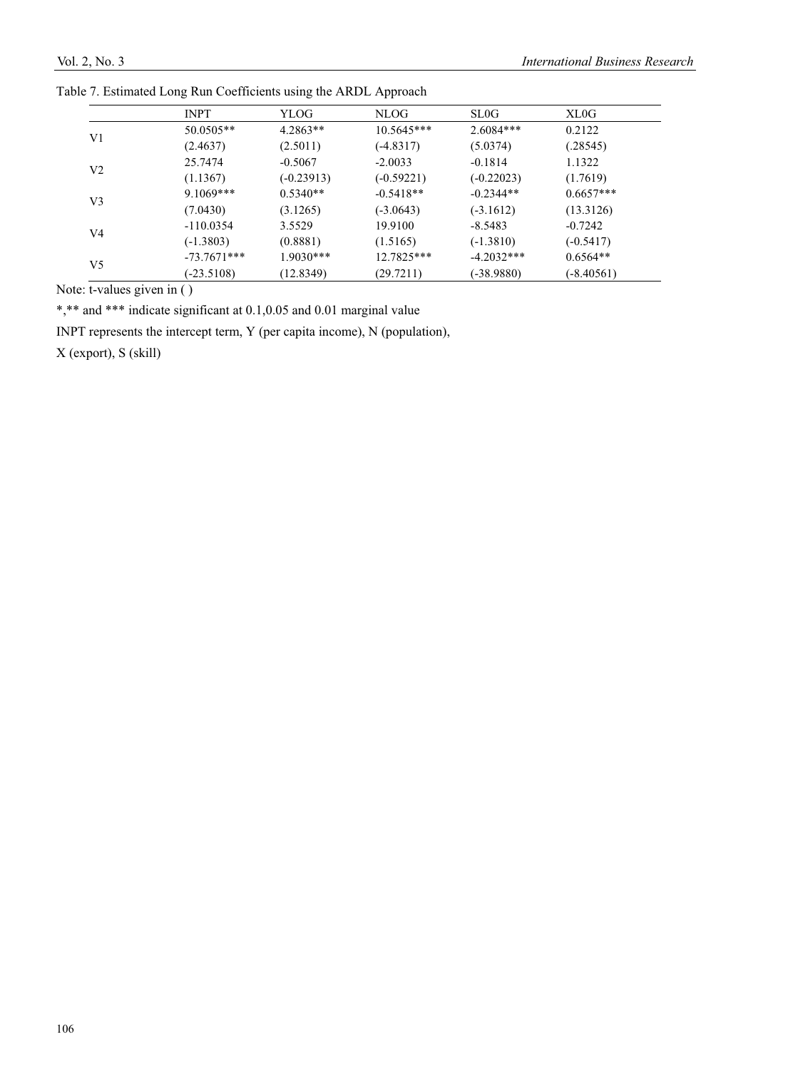Table 7. Estimated Long Run Coefficients using the ARDL Approach

| | INPT | YLOG | NLOG | SL0G | XL0G |
|---|---|---|---|---|---|
| V1 | 50.0505** | 4.2863** | 10.5645*** | 2.6084*** | 0.2122 |
| | (2.4637) | (2.5011) | (-4.8317) | (5.0374) | (.28545) |
| V2 | 25.7474 | -0.5067 | -2.0033 | -0.1814 | 1.1322 |
| | (1.1367) | (-0.23913) | (-0.59221) | (-0.22023) | (1.7619) |
| V3 | 9.1069*** | 0.5340** | -0.5418** | -0.2344** | 0.6657*** |
| | (7.0430) | (3.1265) | (-3.0643) | (-3.1612) | (13.3126) |
| V4 | -110.0354 | 3.5529 | 19.9100 | -8.5483 | -0.7242 |
| | (-1.3803) | (0.8881) | (1.5165) | (-1.3810) | (-0.5417) |
| V5 | -73.7671*** | 1.9030*** | 12.7825*** | -4.2032*** | 0.6564** |
| | (-23.5108) | (12.8349) | (29.7211) | (-38.9880) | (-8.40561) |

Note: t-values given in ( )

*,** and *** indicate significant at 0.1,0.05 and 0.01 marginal value

INPT represents the intercept term, Y (per capita income), N (population),

X (export), S (skill)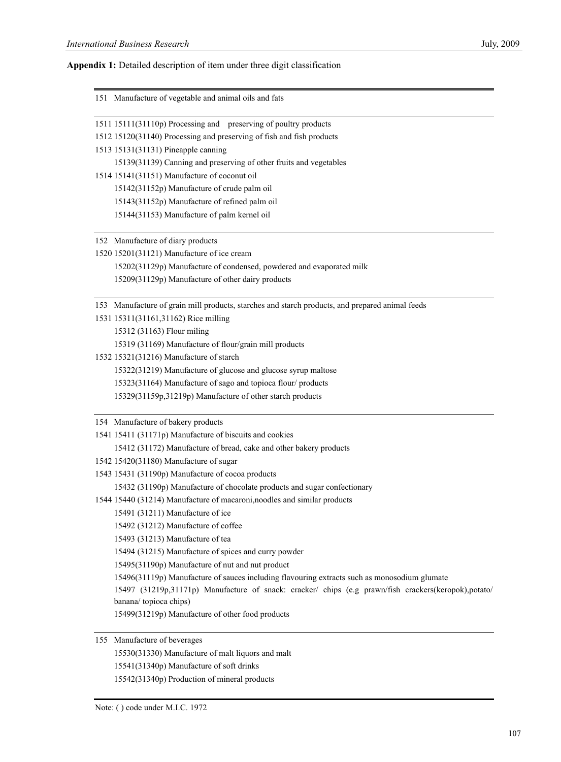**Appendix 1:** Detailed description of item under three digit classification

151 Manufacture of vegetable and animal oils and fats

1511 15111(31110p) Processing and preserving of poultry products
1512 15120(31140) Processing and preserving of fish and fish products
1513 15131(31131) Pineapple canning
15139(31139) Canning and preserving of other fruits and vegetables
1514 15141(31151) Manufacture of coconut oil
15142(31152p) Manufacture of crude palm oil
15143(31152p) Manufacture of refined palm oil
15144(31153) Manufacture of palm kernel oil

152 Manufacture of diary products

1520 15201(31121) Manufacture of ice cream
15202(31129p) Manufacture of condensed, powdered and evaporated milk
15209(31129p) Manufacture of other dairy products

153 Manufacture of grain mill products, starches and starch products, and prepared animal feeds

1531 15311(31161,31162) Rice milling
15312 (31163) Flour miling
15319 (31169) Manufacture of flour/grain mill products
1532 15321(31216) Manufacture of starch
15322(31219) Manufacture of glucose and glucose syrup maltose
15323(31164) Manufacture of sago and topioca flour/ products
15329(31159p,31219p) Manufacture of other starch products

154 Manufacture of bakery products

1541 15411 (31171p) Manufacture of biscuits and cookies
15412 (31172) Manufacture of bread, cake and other bakery products
1542 15420(31180) Manufacture of sugar
1543 15431 (31190p) Manufacture of cocoa products
15432 (31190p) Manufacture of chocolate products and sugar confectionary
1544 15440 (31214) Manufacture of macaroni,noodles and similar products
15491 (31211) Manufacture of ice
15492 (31212) Manufacture of coffee
15493 (31213) Manufacture of tea
15494 (31215) Manufacture of spices and curry powder
15495(31190p) Manufacture of nut and nut product
15496(31119p) Manufacture of sauces including flavouring extracts such as monosodium glumate
15497 (31219p,31171p) Manufacture of snack: cracker/ chips (e.g prawn/fish crackers(keropok),potato/ banana/ topioca chips)
15499(31219p) Manufacture of other food products

155 Manufacture of beverages

15530(31330) Manufacture of malt liquors and malt
15541(31340p) Manufacture of soft drinks
15542(31340p) Production of mineral products

Note: ( ) code under M.I.C. 1972